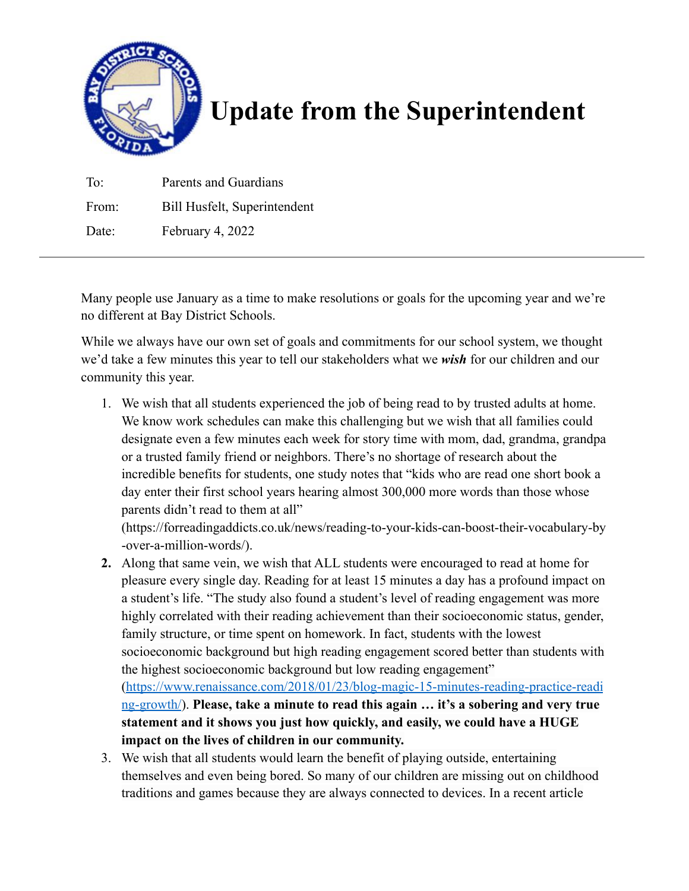# Update from the Superintendent

| To: | Parents and Guardians |
|---|---|
| From: | Bill Husfelt, Superintendent |
| Date: | February 4, 2022 |

---

Many people use January as a time to make resolutions or goals for the upcoming year and we're no different at Bay District Schools.

While we always have our own set of goals and commitments for our school system, we thought we'd take a few minutes this year to tell our stakeholders what we ***wish*** for our children and our community this year.

1. We wish that all students experienced the job of being read to by trusted adults at home. We know work schedules can make this challenging but we wish that all families could designate even a few minutes each week for story time with mom, dad, grandma, grandpa or a trusted family friend or neighbors. There's no shortage of research about the incredible benefits for students, one study notes that "kids who are read one short book a day enter their first school years hearing almost 300,000 more words than those whose parents didn't read to them at all" (https://forreadingaddicts.co.uk/news/reading-to-your-kids-can-boost-their-vocabulary-by-over-a-million-words/).
2. Along that same vein, we wish that ALL students were encouraged to read at home for pleasure every single day. Reading for at least 15 minutes a day has a profound impact on a student's life. "The study also found a student's level of reading engagement was more highly correlated with their reading achievement than their socioeconomic status, gender, family structure, or time spent on homework. In fact, students with the lowest socioeconomic background but high reading engagement scored better than students with the highest socioeconomic background but low reading engagement" (https://www.renaissance.com/2018/01/23/blog-magic-15-minutes-reading-practice-reading-growth/). **Please, take a minute to read this again … it's a sobering and very true statement and it shows you just how quickly, and easily, we could have a HUGE impact on the lives of children in our community.**
3. We wish that all students would learn the benefit of playing outside, entertaining themselves and even being bored. So many of our children are missing out on childhood traditions and games because they are always connected to devices. In a recent article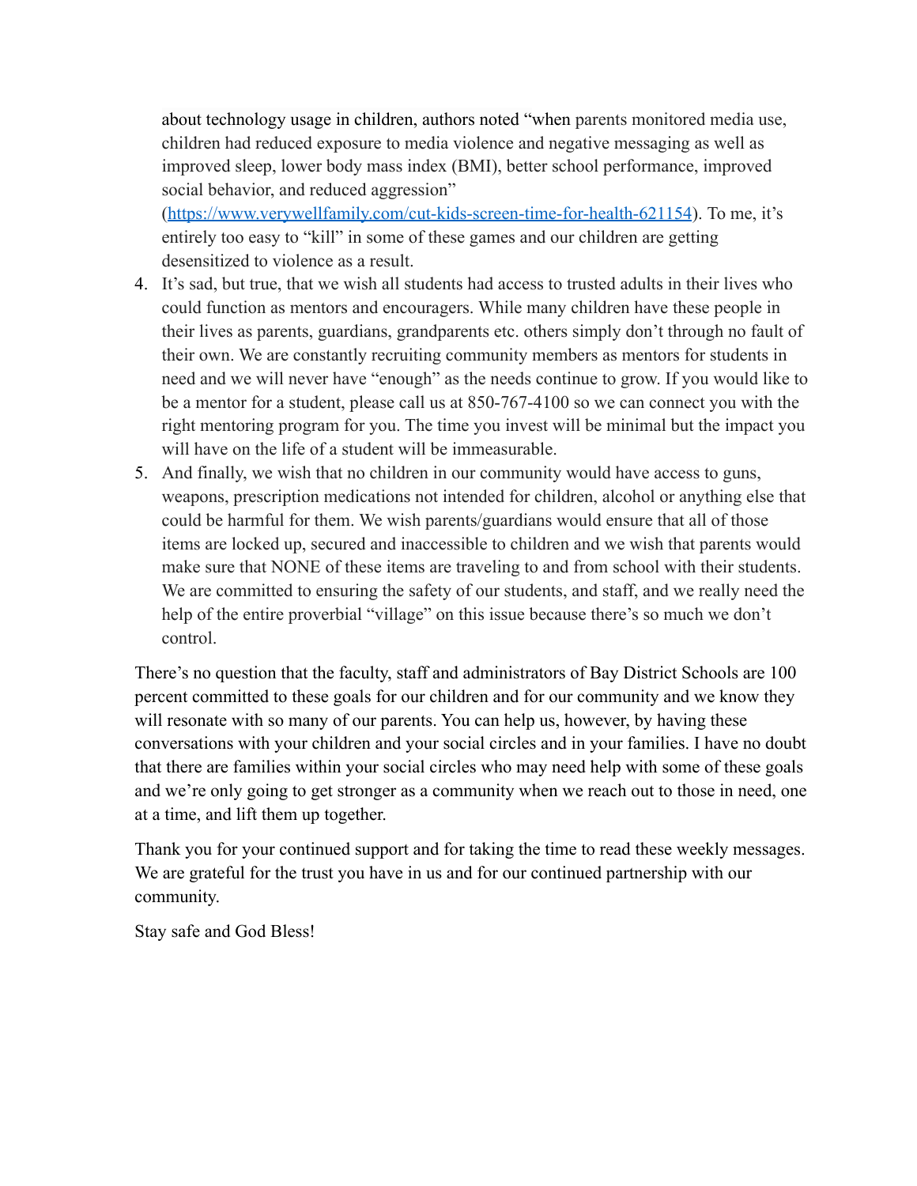about technology usage in children, authors noted "when parents monitored media use, children had reduced exposure to media violence and negative messaging as well as improved sleep, lower body mass index (BMI), better school performance, improved social behavior, and reduced aggression" (https://www.verywellfamily.com/cut-kids-screen-time-for-health-621154). To me, it's entirely too easy to "kill" in some of these games and our children are getting desensitized to violence as a result.

4. It's sad, but true, that we wish all students had access to trusted adults in their lives who could function as mentors and encouragers. While many children have these people in their lives as parents, guardians, grandparents etc. others simply don't through no fault of their own. We are constantly recruiting community members as mentors for students in need and we will never have "enough" as the needs continue to grow. If you would like to be a mentor for a student, please call us at 850-767-4100 so we can connect you with the right mentoring program for you. The time you invest will be minimal but the impact you will have on the life of a student will be immeasurable.
5. And finally, we wish that no children in our community would have access to guns, weapons, prescription medications not intended for children, alcohol or anything else that could be harmful for them. We wish parents/guardians would ensure that all of those items are locked up, secured and inaccessible to children and we wish that parents would make sure that NONE of these items are traveling to and from school with their students. We are committed to ensuring the safety of our students, and staff, and we really need the help of the entire proverbial "village" on this issue because there's so much we don't control.

There's no question that the faculty, staff and administrators of Bay District Schools are 100 percent committed to these goals for our children and for our community and we know they will resonate with so many of our parents. You can help us, however, by having these conversations with your children and your social circles and in your families. I have no doubt that there are families within your social circles who may need help with some of these goals and we're only going to get stronger as a community when we reach out to those in need, one at a time, and lift them up together.

Thank you for your continued support and for taking the time to read these weekly messages. We are grateful for the trust you have in us and for our continued partnership with our community.

Stay safe and God Bless!